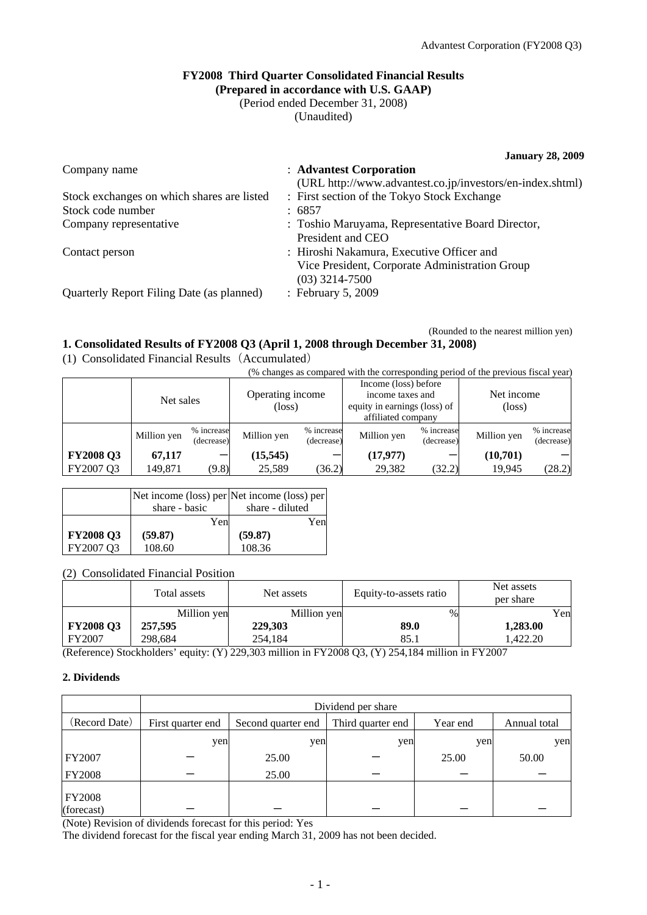# FY2008 Third Quarter Consolidated Financial Results
**(Prepared in accordance with U.S. GAAP)**
(Period ended December 31, 2008)
(Unaudited)

**January 28, 2009**

| | |
|---|---|
| Company name | : **Advantest Corporation** (URL http://www.advantest.co.jp/investors/en-index.shtml) |
| Stock exchanges on which shares are listed | : First section of the Tokyo Stock Exchange |
| Stock code number | : 6857 |
| Company representative | : Toshio Maruyama, Representative Board Director, President and CEO |
| Contact person | : Hiroshi Nakamura, Executive Officer and Vice President, Corporate Administration Group (03) 3214-7500 |
| Quarterly Report Filing Date (as planned) | : February 5, 2009 |

(Rounded to the nearest million yen)

## 1. Consolidated Results of FY2008 Q3 (April 1, 2008 through December 31, 2008)

(1) Consolidated Financial Results（Accumulated）

(% changes as compared with the corresponding period of the previous fiscal year)

| | Net sales | | Operating income (loss) | | Income (loss) before income taxes and equity in earnings (loss) of affiliated company | | Net income (loss) | |
|---|---|---|---|---|---|---|---|---|
| | Million yen | % increase (decrease) | Million yen | % increase (decrease) | Million yen | % increase (decrease) | Million yen | % increase (decrease) |
| **FY2008 Q3** | **67,117** | **－** | **(15,545)** | **－** | **(17,977)** | **－** | **(10,701)** | **－** |
| FY2007 Q3 | 149,871 | (9.8) | 25,589 | (36.2) | 29,382 | (32.2) | 19,945 | (28.2) |

| | Net income (loss) per share - basic | Net income (loss) per share - diluted |
|---|---|---|
| | Yen | Yen |
| **FY2008 Q3** | **(59.87)** | **(59.87)** |
| FY2007 Q3 | 108.60 | 108.36 |

(2) Consolidated Financial Position

| | Total assets | Net assets | Equity-to-assets ratio | Net assets per share |
|---|---|---|---|---|
| | Million yen | Million yen | % | Yen |
| **FY2008 Q3** | **257,595** | **229,303** | **89.0** | **1,283.00** |
| FY2007 | 298,684 | 254,184 | 85.1 | 1,422.20 |

(Reference) Stockholders' equity: (Y) 229,303 million in FY2008 Q3, (Y) 254,184 million in FY2007

### 2. Dividends

| | Dividend per share | | | | |
|---|---|---|---|---|---|
| (Record Date) | First quarter end | Second quarter end | Third quarter end | Year end | Annual total |
| | yen | yen | yen | yen | yen |
| FY2007 | － | 25.00 | － | 25.00 | 50.00 |
| FY2008 | － | 25.00 | － | － | － |
| FY2008 (forecast) | － | － | － | － | － |

(Note) Revision of dividends forecast for this period: Yes
The dividend forecast for the fiscal year ending March 31, 2009 has not been decided.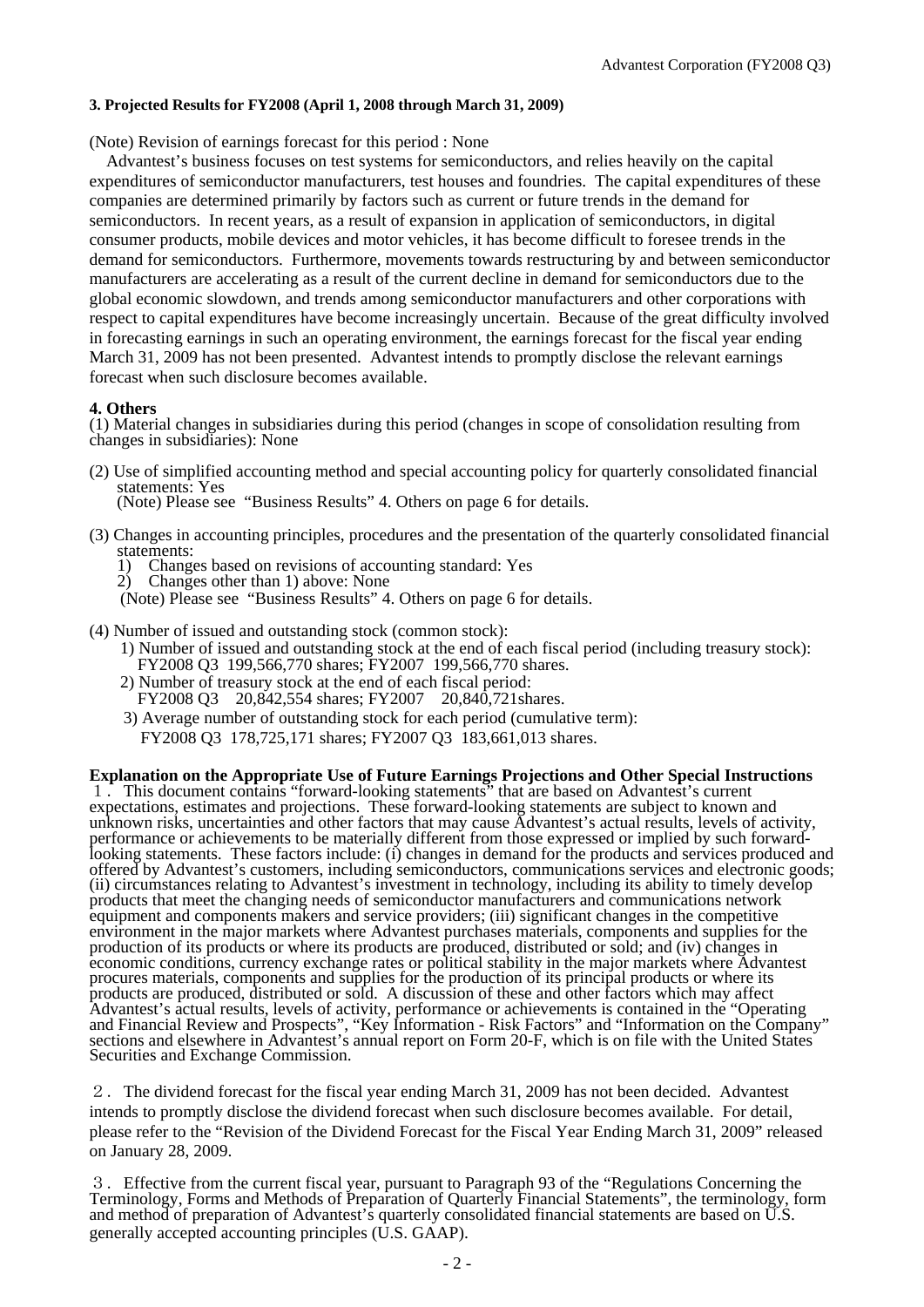### 3. Projected Results for FY2008 (April 1, 2008 through March 31, 2009)

(Note) Revision of earnings forecast for this period : None

Advantest's business focuses on test systems for semiconductors, and relies heavily on the capital expenditures of semiconductor manufacturers, test houses and foundries. The capital expenditures of these companies are determined primarily by factors such as current or future trends in the demand for semiconductors. In recent years, as a result of expansion in application of semiconductors, in digital consumer products, mobile devices and motor vehicles, it has become difficult to foresee trends in the demand for semiconductors. Furthermore, movements towards restructuring by and between semiconductor manufacturers are accelerating as a result of the current decline in demand for semiconductors due to the global economic slowdown, and trends among semiconductor manufacturers and other corporations with respect to capital expenditures have become increasingly uncertain. Because of the great difficulty involved in forecasting earnings in such an operating environment, the earnings forecast for the fiscal year ending March 31, 2009 has not been presented. Advantest intends to promptly disclose the relevant earnings forecast when such disclosure becomes available.

### 4. Others

(1) Material changes in subsidiaries during this period (changes in scope of consolidation resulting from changes in subsidiaries): None

(2) Use of simplified accounting method and special accounting policy for quarterly consolidated financial statements: Yes
(Note) Please see "Business Results" 4. Others on page 6 for details.

(3) Changes in accounting principles, procedures and the presentation of the quarterly consolidated financial statements:
1) Changes based on revisions of accounting standard: Yes
2) Changes other than 1) above: None
(Note) Please see "Business Results" 4. Others on page 6 for details.

(4) Number of issued and outstanding stock (common stock):
1) Number of issued and outstanding stock at the end of each fiscal period (including treasury stock):
FY2008 Q3 199,566,770 shares; FY2007 199,566,770 shares.
2) Number of treasury stock at the end of each fiscal period:
FY2008 Q3 20,842,554 shares; FY2007 20,840,721shares.
3) Average number of outstanding stock for each period (cumulative term):
FY2008 Q3 178,725,171 shares; FY2007 Q3 183,661,013 shares.

**Explanation on the Appropriate Use of Future Earnings Projections and Other Special Instructions**

１. This document contains "forward-looking statements" that are based on Advantest's current expectations, estimates and projections. These forward-looking statements are subject to known and unknown risks, uncertainties and other factors that may cause Advantest's actual results, levels of activity, performance or achievements to be materially different from those expressed or implied by such forward-looking statements. These factors include: (i) changes in demand for the products and services produced and offered by Advantest's customers, including semiconductors, communications services and electronic goods; (ii) circumstances relating to Advantest's investment in technology, including its ability to timely develop products that meet the changing needs of semiconductor manufacturers and communications network equipment and components makers and service providers; (iii) significant changes in the competitive environment in the major markets where Advantest purchases materials, components and supplies for the production of its products or where its products are produced, distributed or sold; and (iv) changes in economic conditions, currency exchange rates or political stability in the major markets where Advantest procures materials, components and supplies for the production of its principal products or where its products are produced, distributed or sold. A discussion of these and other factors which may affect Advantest's actual results, levels of activity, performance or achievements is contained in the "Operating and Financial Review and Prospects", "Key Information - Risk Factors" and "Information on the Company" sections and elsewhere in Advantest's annual report on Form 20-F, which is on file with the United States Securities and Exchange Commission.

２. The dividend forecast for the fiscal year ending March 31, 2009 has not been decided. Advantest intends to promptly disclose the dividend forecast when such disclosure becomes available. For detail, please refer to the "Revision of the Dividend Forecast for the Fiscal Year Ending March 31, 2009" released on January 28, 2009.

３. Effective from the current fiscal year, pursuant to Paragraph 93 of the "Regulations Concerning the Terminology, Forms and Methods of Preparation of Quarterly Financial Statements", the terminology, form and method of preparation of Advantest's quarterly consolidated financial statements are based on U.S. generally accepted accounting principles (U.S. GAAP).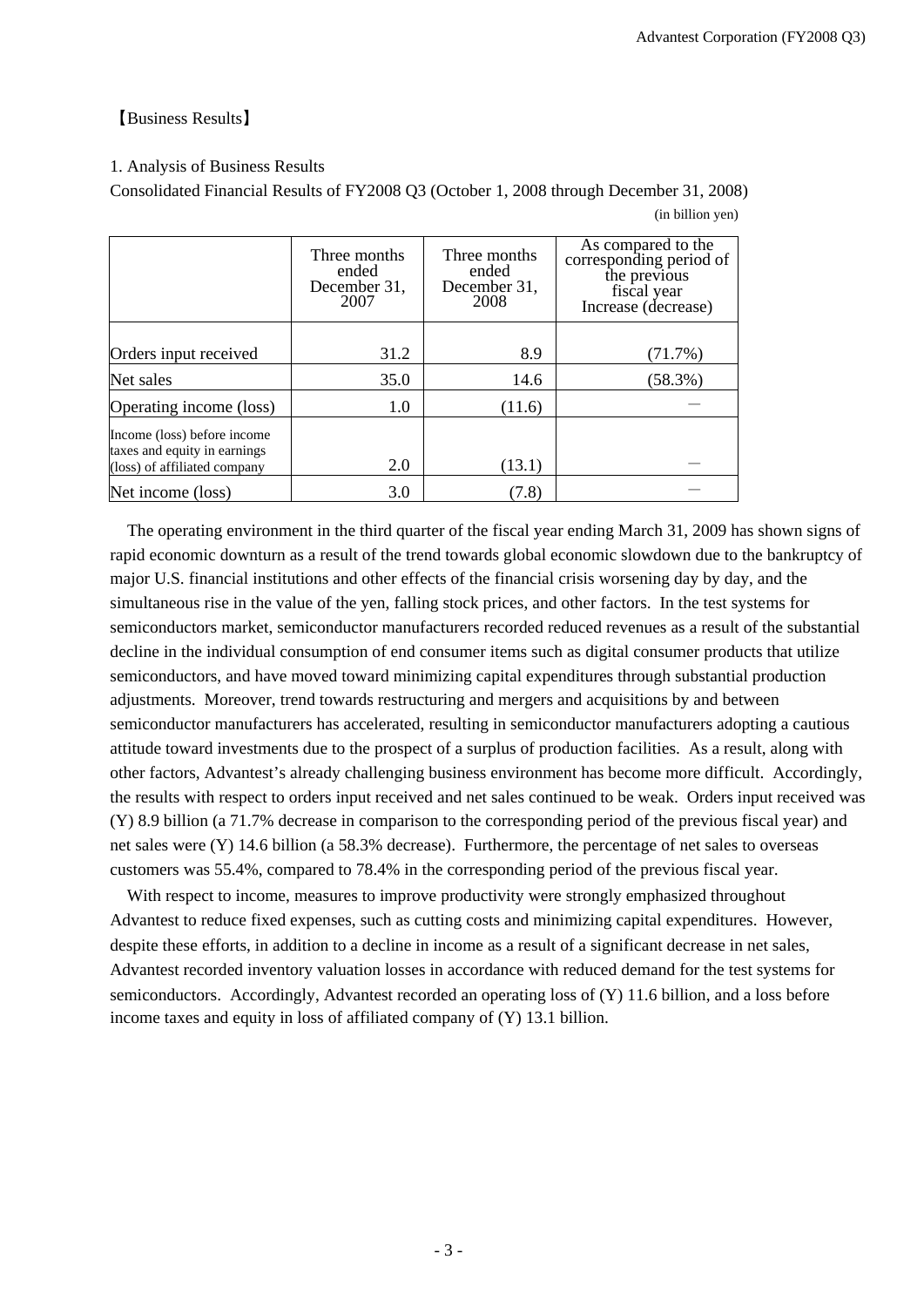【Business Results】

1. Analysis of Business Results

Consolidated Financial Results of FY2008 Q3 (October 1, 2008 through December 31, 2008)

(in billion yen)

| | Three months ended December 31, 2007 | Three months ended December 31, 2008 | As compared to the corresponding period of the previous fiscal year Increase (decrease) |
|---|---|---|---|
| Orders input received | 31.2 | 8.9 | (71.7%) |
| Net sales | 35.0 | 14.6 | (58.3%) |
| Operating income (loss) | 1.0 | (11.6) | ― |
| Income (loss) before income taxes and equity in earnings (loss) of affiliated company | 2.0 | (13.1) | ― |
| Net income (loss) | 3.0 | (7.8) | ― |

The operating environment in the third quarter of the fiscal year ending March 31, 2009 has shown signs of rapid economic downturn as a result of the trend towards global economic slowdown due to the bankruptcy of major U.S. financial institutions and other effects of the financial crisis worsening day by day, and the simultaneous rise in the value of the yen, falling stock prices, and other factors. In the test systems for semiconductors market, semiconductor manufacturers recorded reduced revenues as a result of the substantial decline in the individual consumption of end consumer items such as digital consumer products that utilize semiconductors, and have moved toward minimizing capital expenditures through substantial production adjustments. Moreover, trend towards restructuring and mergers and acquisitions by and between semiconductor manufacturers has accelerated, resulting in semiconductor manufacturers adopting a cautious attitude toward investments due to the prospect of a surplus of production facilities. As a result, along with other factors, Advantest's already challenging business environment has become more difficult. Accordingly, the results with respect to orders input received and net sales continued to be weak. Orders input received was (Y) 8.9 billion (a 71.7% decrease in comparison to the corresponding period of the previous fiscal year) and net sales were (Y) 14.6 billion (a 58.3% decrease). Furthermore, the percentage of net sales to overseas customers was 55.4%, compared to 78.4% in the corresponding period of the previous fiscal year.

With respect to income, measures to improve productivity were strongly emphasized throughout Advantest to reduce fixed expenses, such as cutting costs and minimizing capital expenditures. However, despite these efforts, in addition to a decline in income as a result of a significant decrease in net sales, Advantest recorded inventory valuation losses in accordance with reduced demand for the test systems for semiconductors. Accordingly, Advantest recorded an operating loss of (Y) 11.6 billion, and a loss before income taxes and equity in loss of affiliated company of (Y) 13.1 billion.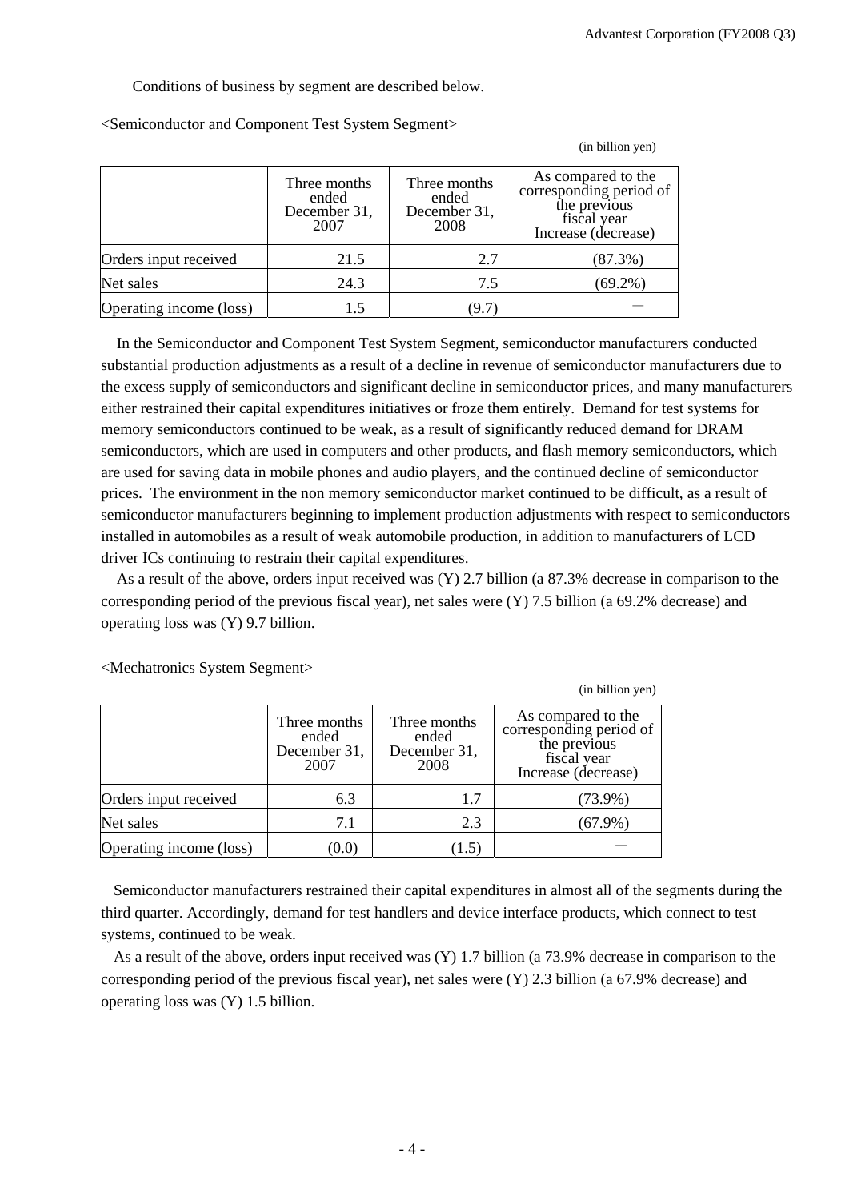Conditions of business by segment are described below.

<Semiconductor and Component Test System Segment>

(in billion yen)

| | Three months ended December 31, 2007 | Three months ended December 31, 2008 | As compared to the corresponding period of the previous fiscal year Increase (decrease) |
|---|---|---|---|
| Orders input received | 21.5 | 2.7 | (87.3%) |
| Net sales | 24.3 | 7.5 | (69.2%) |
| Operating income (loss) | 1.5 | (9.7) | — |

In the Semiconductor and Component Test System Segment, semiconductor manufacturers conducted substantial production adjustments as a result of a decline in revenue of semiconductor manufacturers due to the excess supply of semiconductors and significant decline in semiconductor prices, and many manufacturers either restrained their capital expenditures initiatives or froze them entirely. Demand for test systems for memory semiconductors continued to be weak, as a result of significantly reduced demand for DRAM semiconductors, which are used in computers and other products, and flash memory semiconductors, which are used for saving data in mobile phones and audio players, and the continued decline of semiconductor prices. The environment in the non memory semiconductor market continued to be difficult, as a result of semiconductor manufacturers beginning to implement production adjustments with respect to semiconductors installed in automobiles as a result of weak automobile production, in addition to manufacturers of LCD driver ICs continuing to restrain their capital expenditures.

As a result of the above, orders input received was (Y) 2.7 billion (a 87.3% decrease in comparison to the corresponding period of the previous fiscal year), net sales were (Y) 7.5 billion (a 69.2% decrease) and operating loss was (Y) 9.7 billion.

<Mechatronics System Segment>

(in billion yen)

| | Three months ended December 31, 2007 | Three months ended December 31, 2008 | As compared to the corresponding period of the previous fiscal year Increase (decrease) |
|---|---|---|---|
| Orders input received | 6.3 | 1.7 | (73.9%) |
| Net sales | 7.1 | 2.3 | (67.9%) |
| Operating income (loss) | (0.0) | (1.5) | — |

Semiconductor manufacturers restrained their capital expenditures in almost all of the segments during the third quarter. Accordingly, demand for test handlers and device interface products, which connect to test systems, continued to be weak.

As a result of the above, orders input received was (Y) 1.7 billion (a 73.9% decrease in comparison to the corresponding period of the previous fiscal year), net sales were (Y) 2.3 billion (a 67.9% decrease) and operating loss was (Y) 1.5 billion.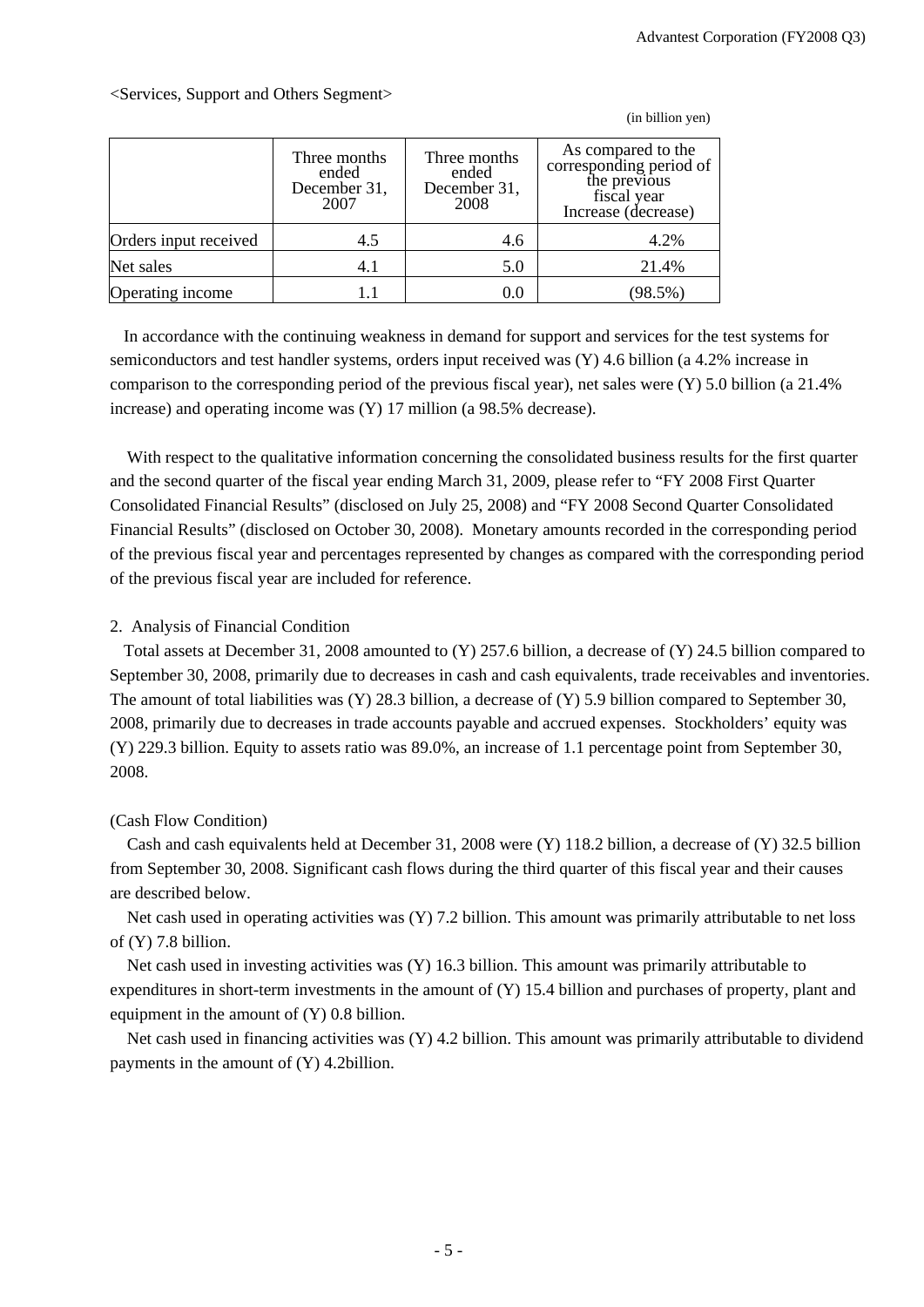<Services, Support and Others Segment>

(in billion yen)

| | Three months ended December 31, 2007 | Three months ended December 31, 2008 | As compared to the corresponding period of the previous fiscal year Increase (decrease) |
|---|---|---|---|
| Orders input received | 4.5 | 4.6 | 4.2% |
| Net sales | 4.1 | 5.0 | 21.4% |
| Operating income | 1.1 | 0.0 | (98.5%) |

In accordance with the continuing weakness in demand for support and services for the test systems for semiconductors and test handler systems, orders input received was (Y) 4.6 billion (a 4.2% increase in comparison to the corresponding period of the previous fiscal year), net sales were (Y) 5.0 billion (a 21.4% increase) and operating income was (Y) 17 million (a 98.5% decrease).

With respect to the qualitative information concerning the consolidated business results for the first quarter and the second quarter of the fiscal year ending March 31, 2009, please refer to "FY 2008 First Quarter Consolidated Financial Results" (disclosed on July 25, 2008) and "FY 2008 Second Quarter Consolidated Financial Results" (disclosed on October 30, 2008). Monetary amounts recorded in the corresponding period of the previous fiscal year and percentages represented by changes as compared with the corresponding period of the previous fiscal year are included for reference.

2. Analysis of Financial Condition

Total assets at December 31, 2008 amounted to (Y) 257.6 billion, a decrease of (Y) 24.5 billion compared to September 30, 2008, primarily due to decreases in cash and cash equivalents, trade receivables and inventories. The amount of total liabilities was (Y) 28.3 billion, a decrease of (Y) 5.9 billion compared to September 30, 2008, primarily due to decreases in trade accounts payable and accrued expenses. Stockholders' equity was (Y) 229.3 billion. Equity to assets ratio was 89.0%, an increase of 1.1 percentage point from September 30, 2008.

(Cash Flow Condition)

Cash and cash equivalents held at December 31, 2008 were (Y) 118.2 billion, a decrease of (Y) 32.5 billion from September 30, 2008. Significant cash flows during the third quarter of this fiscal year and their causes are described below.

Net cash used in operating activities was (Y) 7.2 billion. This amount was primarily attributable to net loss of (Y) 7.8 billion.

Net cash used in investing activities was (Y) 16.3 billion. This amount was primarily attributable to expenditures in short-term investments in the amount of (Y) 15.4 billion and purchases of property, plant and equipment in the amount of (Y) 0.8 billion.

Net cash used in financing activities was (Y) 4.2 billion. This amount was primarily attributable to dividend payments in the amount of (Y) 4.2billion.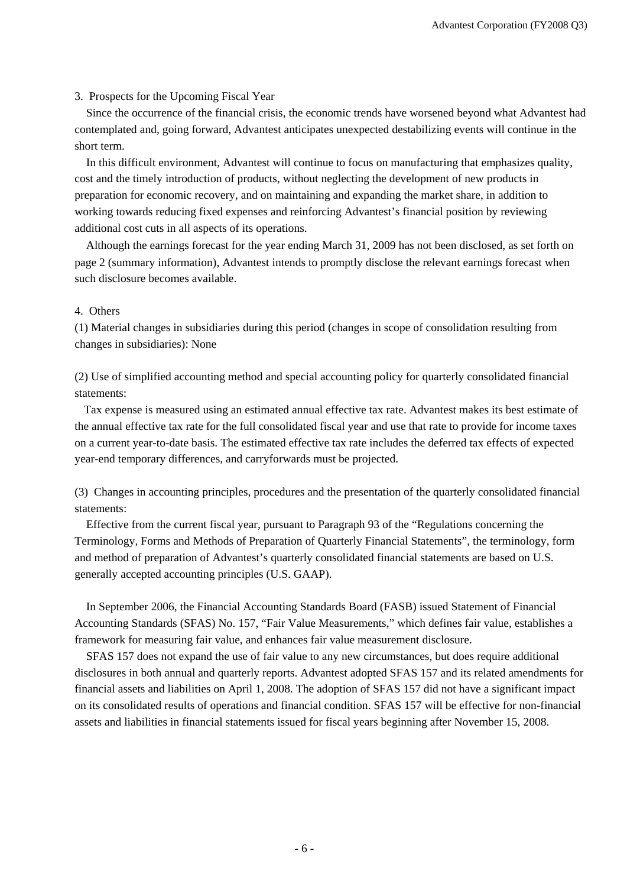## 3. Prospects for the Upcoming Fiscal Year

Since the occurrence of the financial crisis, the economic trends have worsened beyond what Advantest had contemplated and, going forward, Advantest anticipates unexpected destabilizing events will continue in the short term.

In this difficult environment, Advantest will continue to focus on manufacturing that emphasizes quality, cost and the timely introduction of products, without neglecting the development of new products in preparation for economic recovery, and on maintaining and expanding the market share, in addition to working towards reducing fixed expenses and reinforcing Advantest's financial position by reviewing additional cost cuts in all aspects of its operations.

Although the earnings forecast for the year ending March 31, 2009 has not been disclosed, as set forth on page 2 (summary information), Advantest intends to promptly disclose the relevant earnings forecast when such disclosure becomes available.

## 4. Others

(1) Material changes in subsidiaries during this period (changes in scope of consolidation resulting from changes in subsidiaries): None

(2) Use of simplified accounting method and special accounting policy for quarterly consolidated financial statements:

Tax expense is measured using an estimated annual effective tax rate. Advantest makes its best estimate of the annual effective tax rate for the full consolidated fiscal year and use that rate to provide for income taxes on a current year-to-date basis. The estimated effective tax rate includes the deferred tax effects of expected year-end temporary differences, and carryforwards must be projected.

(3) Changes in accounting principles, procedures and the presentation of the quarterly consolidated financial statements:

Effective from the current fiscal year, pursuant to Paragraph 93 of the "Regulations concerning the Terminology, Forms and Methods of Preparation of Quarterly Financial Statements", the terminology, form and method of preparation of Advantest's quarterly consolidated financial statements are based on U.S. generally accepted accounting principles (U.S. GAAP).

In September 2006, the Financial Accounting Standards Board (FASB) issued Statement of Financial Accounting Standards (SFAS) No. 157, "Fair Value Measurements," which defines fair value, establishes a framework for measuring fair value, and enhances fair value measurement disclosure.

SFAS 157 does not expand the use of fair value to any new circumstances, but does require additional disclosures in both annual and quarterly reports. Advantest adopted SFAS 157 and its related amendments for financial assets and liabilities on April 1, 2008. The adoption of SFAS 157 did not have a significant impact on its consolidated results of operations and financial condition. SFAS 157 will be effective for non-financial assets and liabilities in financial statements issued for fiscal years beginning after November 15, 2008.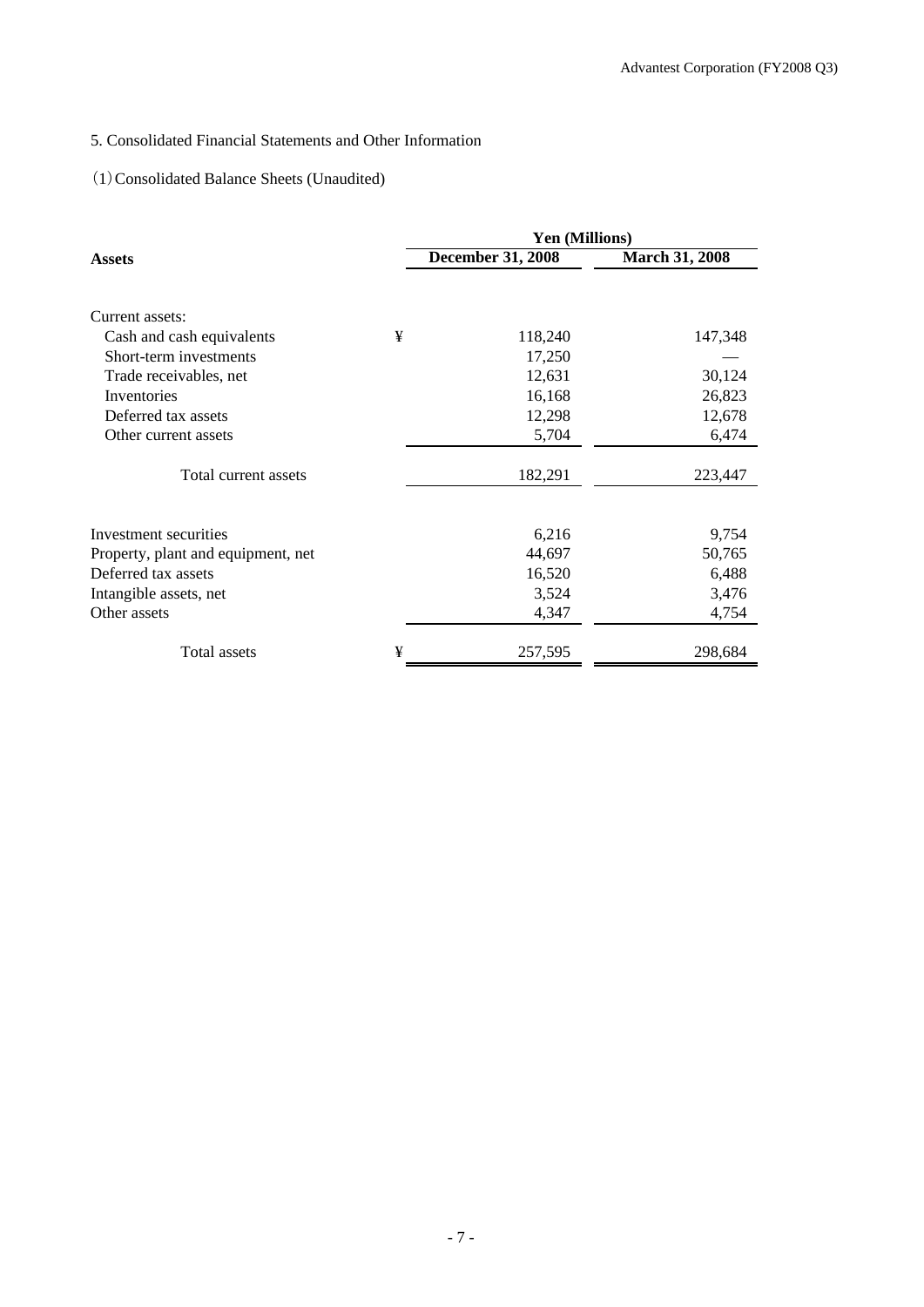5. Consolidated Financial Statements and Other Information

(1) Consolidated Balance Sheets (Unaudited)

| Assets | | Yen (Millions) | |
|---|---|---|---|
| | | December 31, 2008 | March 31, 2008 |
| Current assets: | | | |
| Cash and cash equivalents | ¥ | 118,240 | 147,348 |
| Short-term investments | | 17,250 | — |
| Trade receivables, net | | 12,631 | 30,124 |
| Inventories | | 16,168 | 26,823 |
| Deferred tax assets | | 12,298 | 12,678 |
| Other current assets | | 5,704 | 6,474 |
| Total current assets | | 182,291 | 223,447 |
| Investment securities | | 6,216 | 9,754 |
| Property, plant and equipment, net | | 44,697 | 50,765 |
| Deferred tax assets | | 16,520 | 6,488 |
| Intangible assets, net | | 3,524 | 3,476 |
| Other assets | | 4,347 | 4,754 |
| Total assets | ¥ | 257,595 | 298,684 |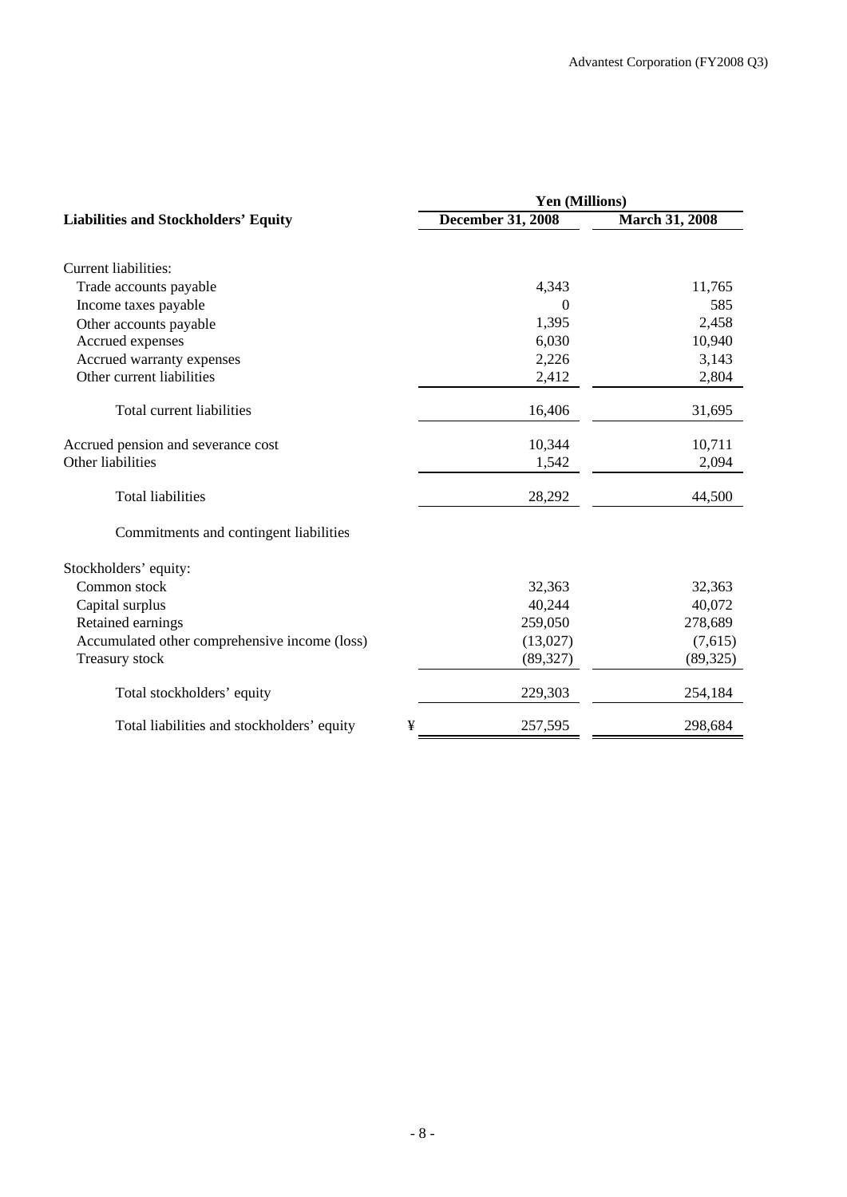| Liabilities and Stockholders' Equity | Yen (Millions) | |
|---|---|---|
| | **December 31, 2008** | **March 31, 2008** |
| Current liabilities: | | |
| Trade accounts payable | 4,343 | 11,765 |
| Income taxes payable | 0 | 585 |
| Other accounts payable | 1,395 | 2,458 |
| Accrued expenses | 6,030 | 10,940 |
| Accrued warranty expenses | 2,226 | 3,143 |
| Other current liabilities | 2,412 | 2,804 |
| Total current liabilities | 16,406 | 31,695 |
| Accrued pension and severance cost | 10,344 | 10,711 |
| Other liabilities | 1,542 | 2,094 |
| Total liabilities | 28,292 | 44,500 |
| Commitments and contingent liabilities | | |
| Stockholders' equity: | | |
| Common stock | 32,363 | 32,363 |
| Capital surplus | 40,244 | 40,072 |
| Retained earnings | 259,050 | 278,689 |
| Accumulated other comprehensive income (loss) | (13,027) | (7,615) |
| Treasury stock | (89,327) | (89,325) |
| Total stockholders' equity | 229,303 | 254,184 |
| Total liabilities and stockholders' equity | ¥ 257,595 | 298,684 |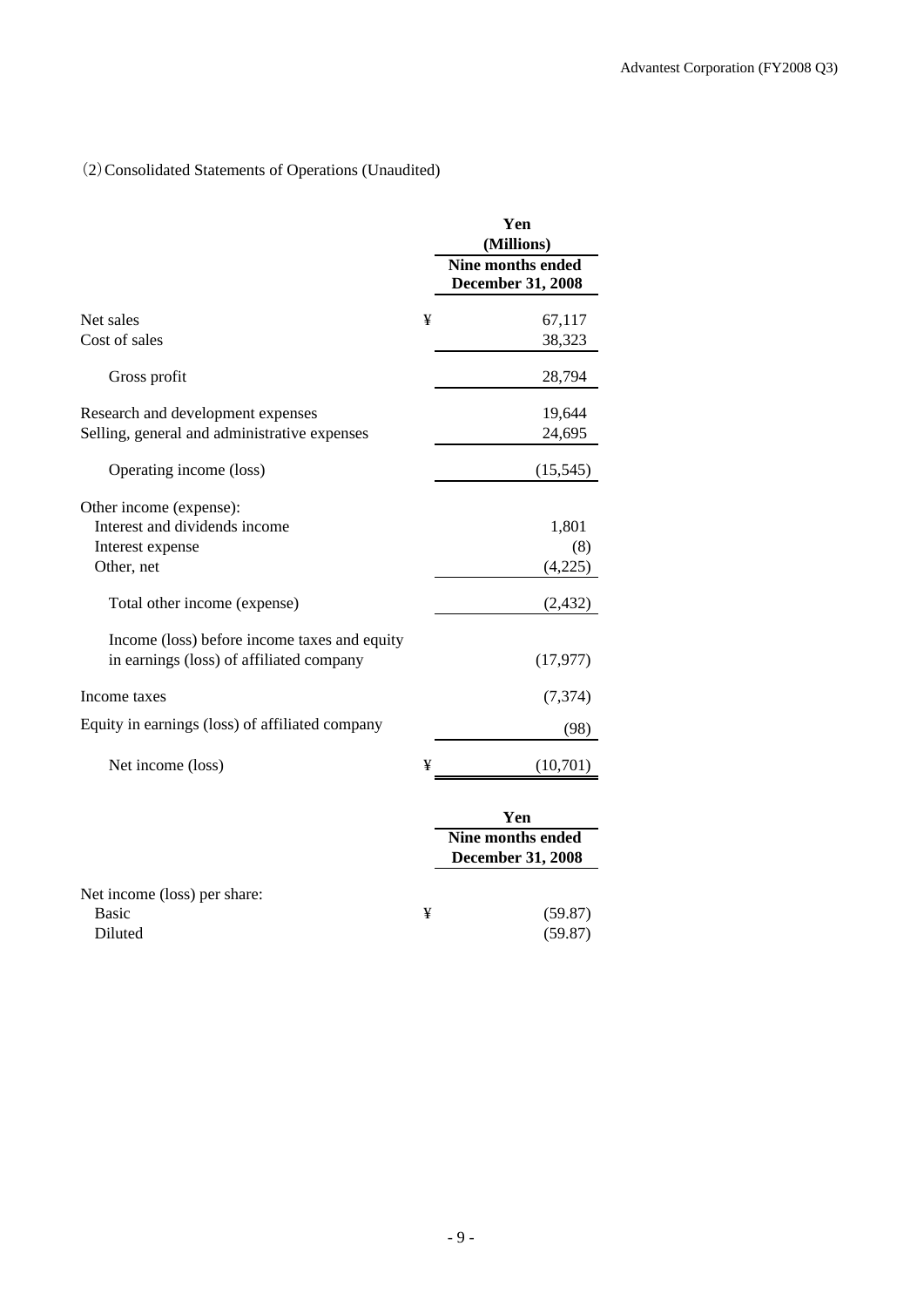(2) Consolidated Statements of Operations (Unaudited)

| | | Yen (Millions) |
|---|---|---|
| | | Nine months ended December 31, 2008 |
| Net sales | ¥ | 67,117 |
| Cost of sales | | 38,323 |
| Gross profit | | 28,794 |
| Research and development expenses | | 19,644 |
| Selling, general and administrative expenses | | 24,695 |
| Operating income (loss) | | (15,545) |
| Other income (expense): | | |
| Interest and dividends income | | 1,801 |
| Interest expense | | (8) |
| Other, net | | (4,225) |
| Total other income (expense) | | (2,432) |
| Income (loss) before income taxes and equity in earnings (loss) of affiliated company | | (17,977) |
| Income taxes | | (7,374) |
| Equity in earnings (loss) of affiliated company | | (98) |
| Net income (loss) | ¥ | (10,701) |

| | | Yen |
|---|---|---|
| | | Nine months ended December 31, 2008 |
| Net income (loss) per share: | | |
| Basic | ¥ | (59.87) |
| Diluted | | (59.87) |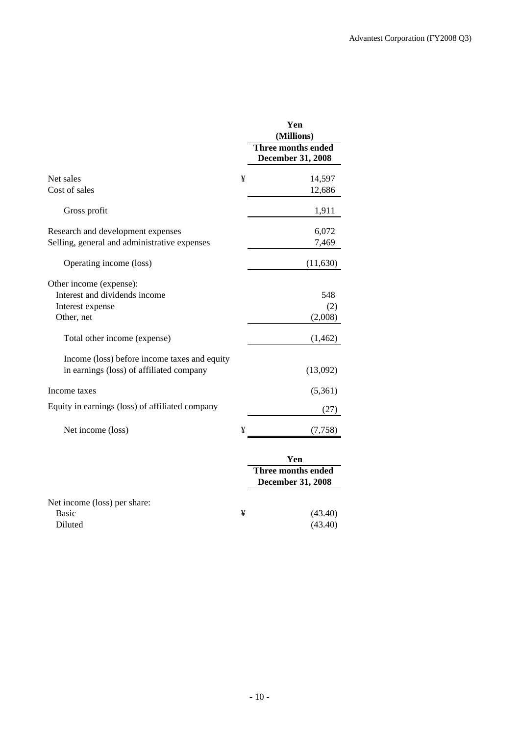| | | Yen (Millions) |
|---|---|---|
| | | Three months ended December 31, 2008 |
| Net sales | ¥ | 14,597 |
| Cost of sales | | 12,686 |
| Gross profit | | 1,911 |
| Research and development expenses | | 6,072 |
| Selling, general and administrative expenses | | 7,469 |
| Operating income (loss) | | (11,630) |
| Other income (expense): | | |
| Interest and dividends income | | 548 |
| Interest expense | | (2) |
| Other, net | | (2,008) |
| Total other income (expense) | | (1,462) |
| Income (loss) before income taxes and equity in earnings (loss) of affiliated company | | (13,092) |
| Income taxes | | (5,361) |
| Equity in earnings (loss) of affiliated company | | (27) |
| Net income (loss) | ¥ | (7,758) |

| | | Yen |
|---|---|---|
| | | Three months ended December 31, 2008 |
| Net income (loss) per share: | | |
| Basic | ¥ | (43.40) |
| Diluted | | (43.40) |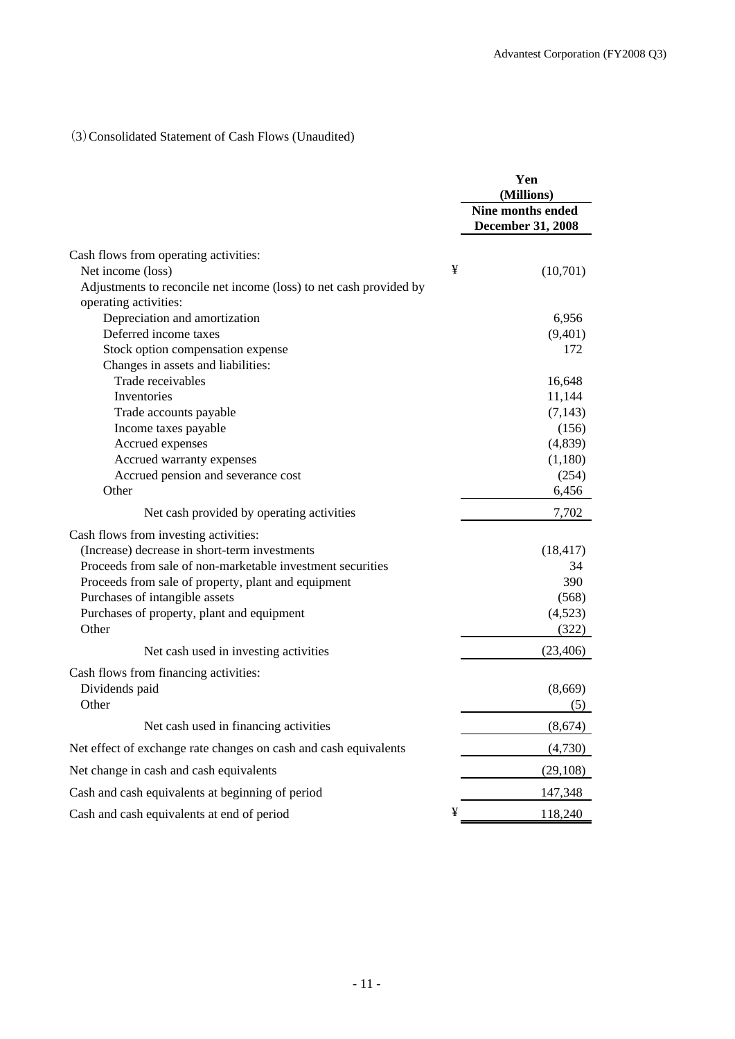(3) Consolidated Statement of Cash Flows (Unaudited)

| | | Yen (Millions) |
|---|---|---|
| | | Nine months ended December 31, 2008 |
| Cash flows from operating activities: | | |
| Net income (loss) | ¥ | (10,701) |
| Adjustments to reconcile net income (loss) to net cash provided by operating activities: | | |
| Depreciation and amortization | | 6,956 |
| Deferred income taxes | | (9,401) |
| Stock option compensation expense | | 172 |
| Changes in assets and liabilities: | | |
| Trade receivables | | 16,648 |
| Inventories | | 11,144 |
| Trade accounts payable | | (7,143) |
| Income taxes payable | | (156) |
| Accrued expenses | | (4,839) |
| Accrued warranty expenses | | (1,180) |
| Accrued pension and severance cost | | (254) |
| Other | | 6,456 |
| Net cash provided by operating activities | | 7,702 |
| Cash flows from investing activities: | | |
| (Increase) decrease in short-term investments | | (18,417) |
| Proceeds from sale of non-marketable investment securities | | 34 |
| Proceeds from sale of property, plant and equipment | | 390 |
| Purchases of intangible assets | | (568) |
| Purchases of property, plant and equipment | | (4,523) |
| Other | | (322) |
| Net cash used in investing activities | | (23,406) |
| Cash flows from financing activities: | | |
| Dividends paid | | (8,669) |
| Other | | (5) |
| Net cash used in financing activities | | (8,674) |
| Net effect of exchange rate changes on cash and cash equivalents | | (4,730) |
| Net change in cash and cash equivalents | | (29,108) |
| Cash and cash equivalents at beginning of period | | 147,348 |
| Cash and cash equivalents at end of period | ¥ | 118,240 |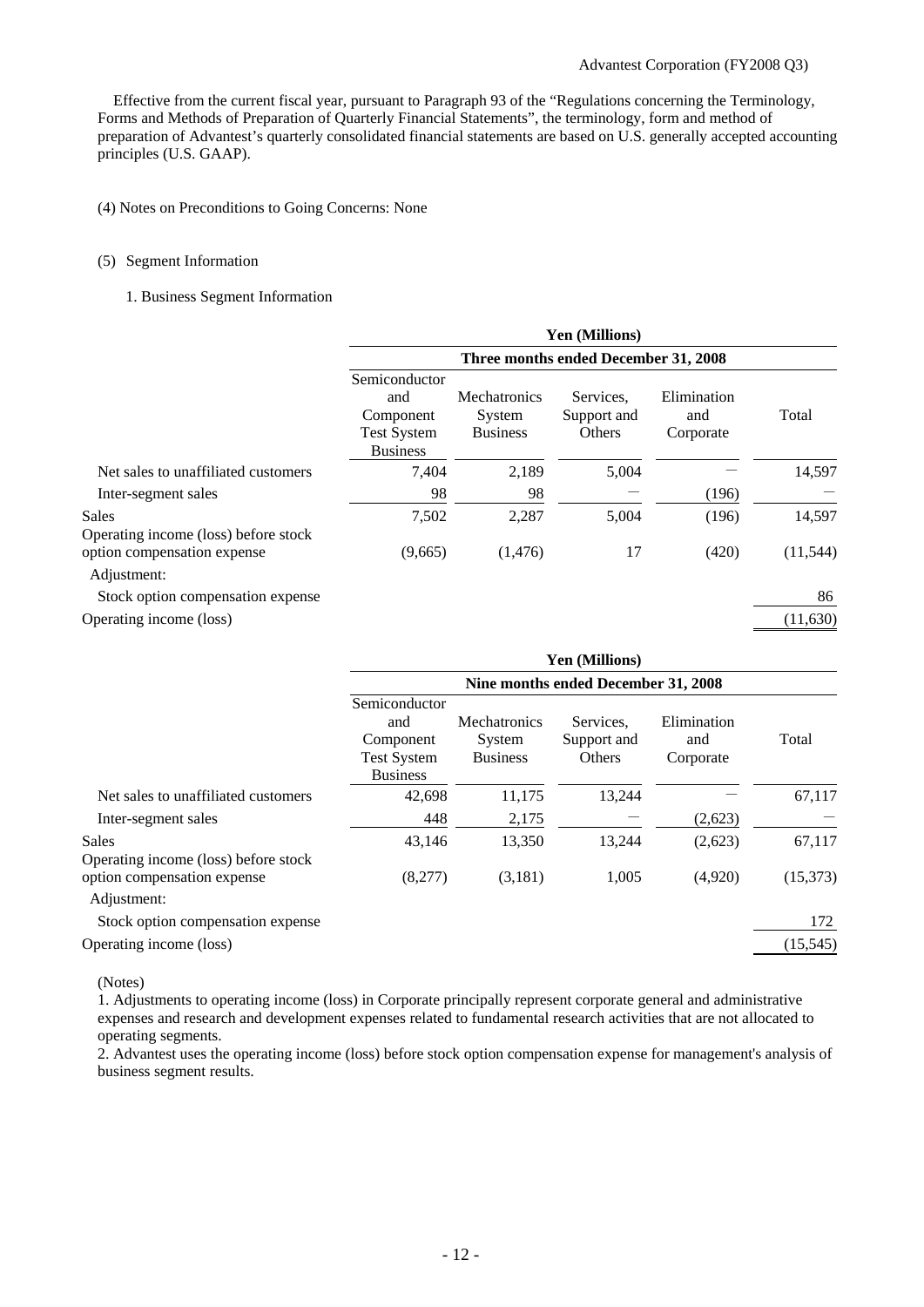Effective from the current fiscal year, pursuant to Paragraph 93 of the "Regulations concerning the Terminology, Forms and Methods of Preparation of Quarterly Financial Statements", the terminology, form and method of preparation of Advantest's quarterly consolidated financial statements are based on U.S. generally accepted accounting principles (U.S. GAAP).

(4) Notes on Preconditions to Going Concerns: None

(5) Segment Information

1. Business Segment Information

| | Yen (Millions) | | | | |
|---|---|---|---|---|---|
| | Three months ended December 31, 2008 | | | | |
| | Semiconductor and Component Test System Business | Mechatronics System Business | Services, Support and Others | Elimination and Corporate | Total |
| Net sales to unaffiliated customers | 7,404 | 2,189 | 5,004 | — | 14,597 |
| Inter-segment sales | 98 | 98 | — | (196) | — |
| Sales | 7,502 | 2,287 | 5,004 | (196) | 14,597 |
| Operating income (loss) before stock option compensation expense | (9,665) | (1,476) | 17 | (420) | (11,544) |
| Adjustment: | | | | | |
| Stock option compensation expense | | | | | 86 |
| Operating income (loss) | | | | | (11,630) |

| | Yen (Millions) | | | | |
|---|---|---|---|---|---|
| | Nine months ended December 31, 2008 | | | | |
| | Semiconductor and Component Test System Business | Mechatronics System Business | Services, Support and Others | Elimination and Corporate | Total |
| Net sales to unaffiliated customers | 42,698 | 11,175 | 13,244 | — | 67,117 |
| Inter-segment sales | 448 | 2,175 | — | (2,623) | — |
| Sales | 43,146 | 13,350 | 13,244 | (2,623) | 67,117 |
| Operating income (loss) before stock option compensation expense | (8,277) | (3,181) | 1,005 | (4,920) | (15,373) |
| Adjustment: | | | | | |
| Stock option compensation expense | | | | | 172 |
| Operating income (loss) | | | | | (15,545) |

(Notes)

1. Adjustments to operating income (loss) in Corporate principally represent corporate general and administrative expenses and research and development expenses related to fundamental research activities that are not allocated to operating segments.

2. Advantest uses the operating income (loss) before stock option compensation expense for management's analysis of business segment results.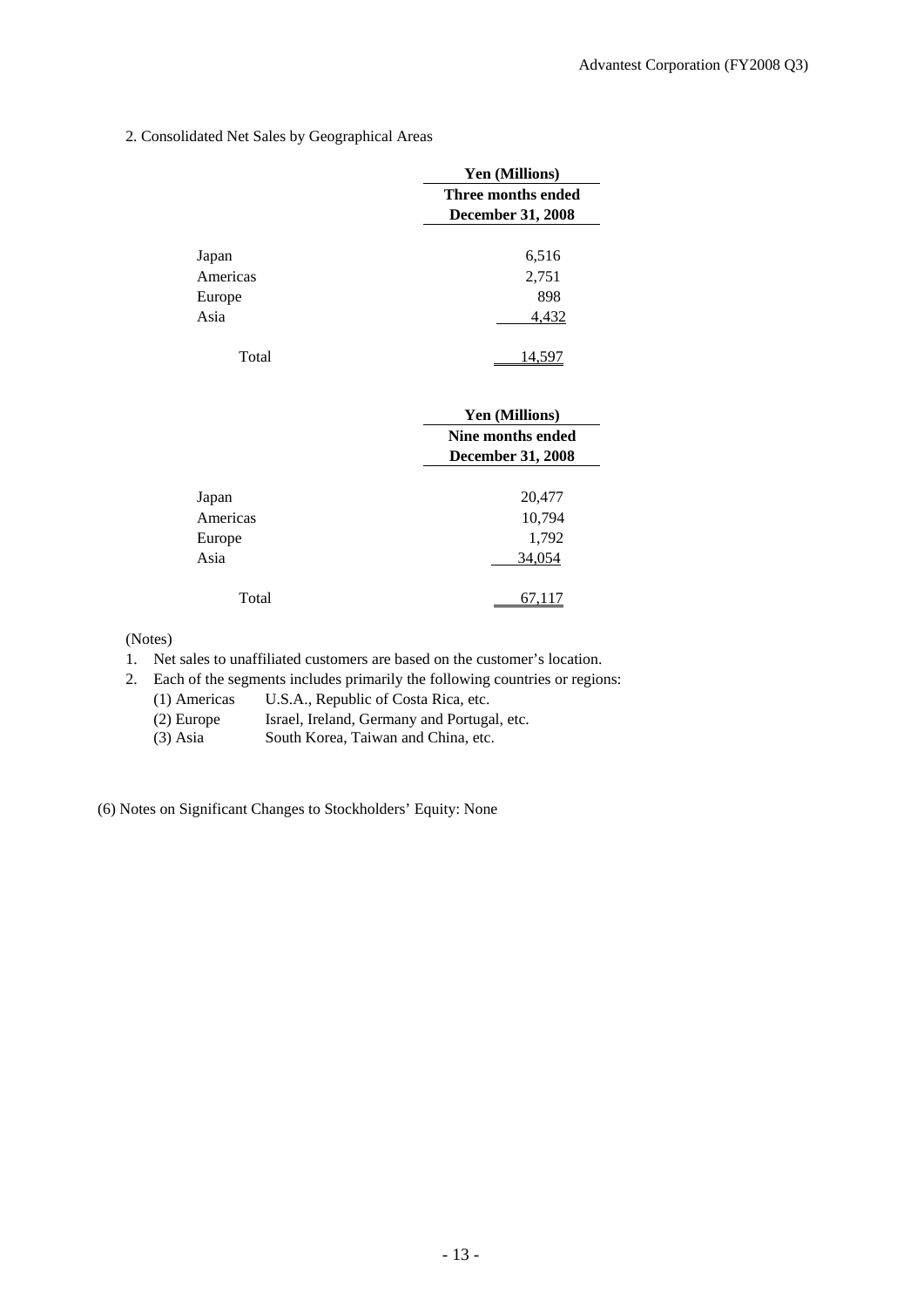2. Consolidated Net Sales by Geographical Areas

| | Yen (Millions) |
|---|---|
| | Three months ended December 31, 2008 |
| Japan | 6,516 |
| Americas | 2,751 |
| Europe | 898 |
| Asia | 4,432 |
| Total | 14,597 |

| | Yen (Millions) |
|---|---|
| | Nine months ended December 31, 2008 |
| Japan | 20,477 |
| Americas | 10,794 |
| Europe | 1,792 |
| Asia | 34,054 |
| Total | 67,117 |

(Notes)

1. Net sales to unaffiliated customers are based on the customer's location.
2. Each of the segments includes primarily the following countries or regions:
   - (1) Americas U.S.A., Republic of Costa Rica, etc.
   - (2) Europe Israel, Ireland, Germany and Portugal, etc.
   - (3) Asia South Korea, Taiwan and China, etc.

(6) Notes on Significant Changes to Stockholders' Equity: None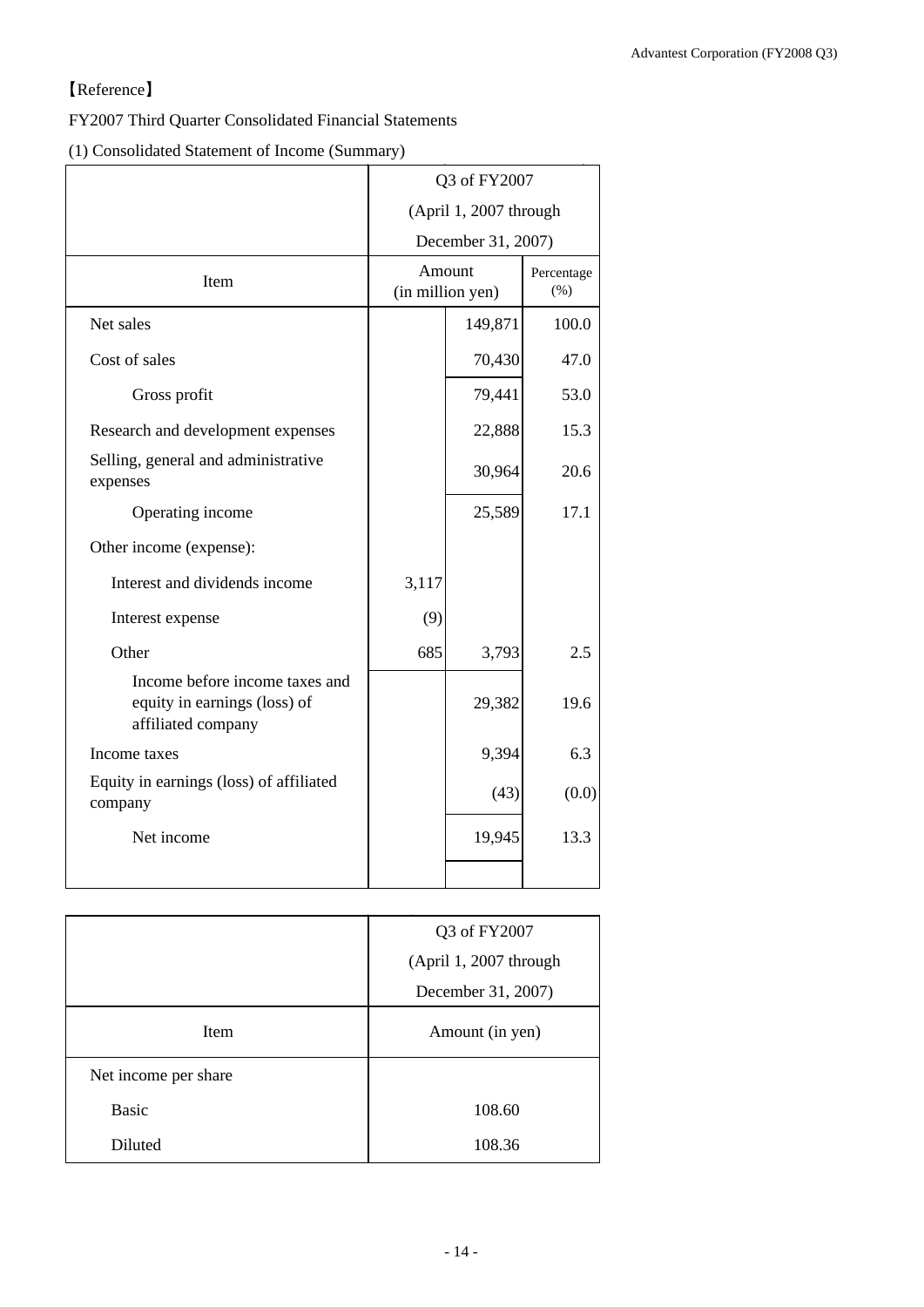【Reference】

FY2007 Third Quarter Consolidated Financial Statements

(1) Consolidated Statement of Income (Summary)

| Item | Q3 of FY2007 (April 1, 2007 through December 31, 2007) Amount (in million yen) | | Percentage (%) |
|---|---|---|---|
| Net sales | | 149,871 | 100.0 |
| Cost of sales | | 70,430 | 47.0 |
| Gross profit | | 79,441 | 53.0 |
| Research and development expenses | | 22,888 | 15.3 |
| Selling, general and administrative expenses | | 30,964 | 20.6 |
| Operating income | | 25,589 | 17.1 |
| Other income (expense): | | | |
| Interest and dividends income | 3,117 | | |
| Interest expense | (9) | | |
| Other | 685 | 3,793 | 2.5 |
| Income before income taxes and equity in earnings (loss) of affiliated company | | 29,382 | 19.6 |
| Income taxes | | 9,394 | 6.3 |
| Equity in earnings (loss) of affiliated company | | (43) | (0.0) |
| Net income | | 19,945 | 13.3 |

| Item | Q3 of FY2007 (April 1, 2007 through December 31, 2007) Amount (in yen) |
|---|---|
| Net income per share | |
| Basic | 108.60 |
| Diluted | 108.36 |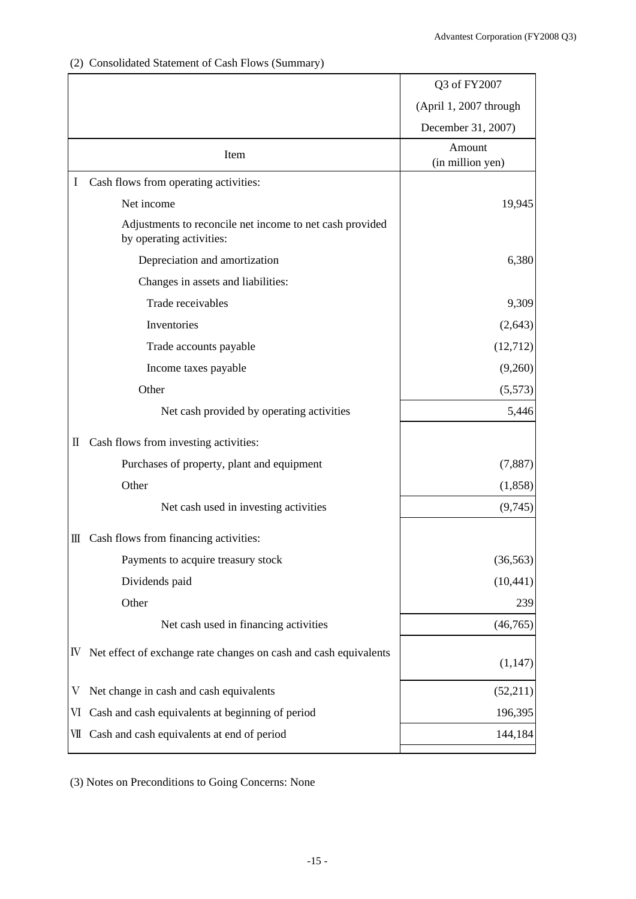(2) Consolidated Statement of Cash Flows (Summary)

| Item | Q3 of FY2007 (April 1, 2007 through December 31, 2007) Amount (in million yen) |
|---|---:|
| Ⅰ Cash flows from operating activities: | |
| Net income | 19,945 |
| Adjustments to reconcile net income to net cash provided by operating activities: | |
| Depreciation and amortization | 6,380 |
| Changes in assets and liabilities: | |
| Trade receivables | 9,309 |
| Inventories | (2,643) |
| Trade accounts payable | (12,712) |
| Income taxes payable | (9,260) |
| Other | (5,573) |
| Net cash provided by operating activities | 5,446 |
| Ⅱ Cash flows from investing activities: | |
| Purchases of property, plant and equipment | (7,887) |
| Other | (1,858) |
| Net cash used in investing activities | (9,745) |
| Ⅲ Cash flows from financing activities: | |
| Payments to acquire treasury stock | (36,563) |
| Dividends paid | (10,441) |
| Other | 239 |
| Net cash used in financing activities | (46,765) |
| Ⅳ Net effect of exchange rate changes on cash and cash equivalents | (1,147) |
| Ⅴ Net change in cash and cash equivalents | (52,211) |
| Ⅵ Cash and cash equivalents at beginning of period | 196,395 |
| Ⅶ Cash and cash equivalents at end of period | 144,184 |

(3) Notes on Preconditions to Going Concerns: None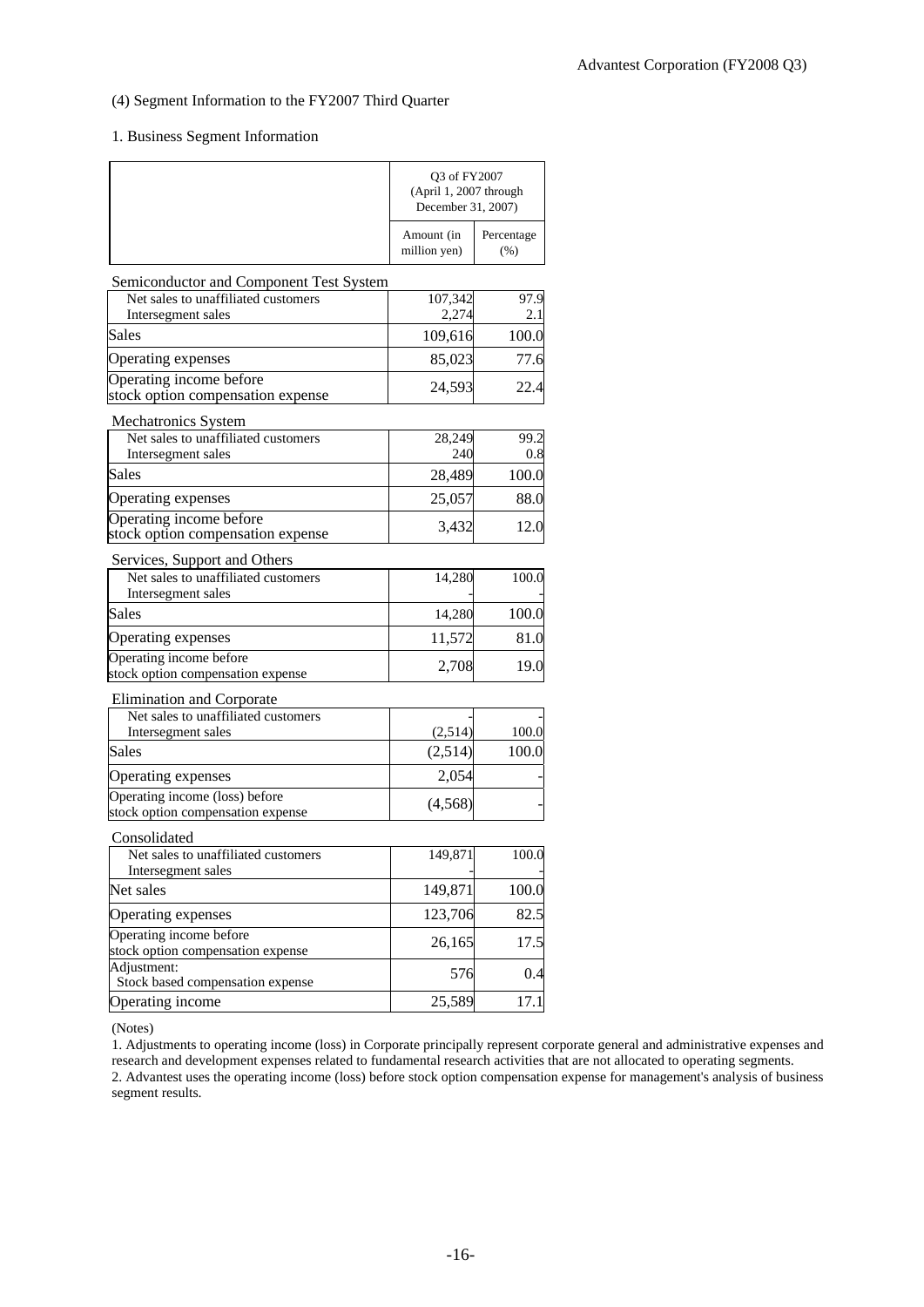(4) Segment Information to the FY2007 Third Quarter

1. Business Segment Information

| | Q3 of FY2007 (April 1, 2007 through December 31, 2007) | |
|---|---|---|
| | Amount (in million yen) | Percentage (%) |
| **Semiconductor and Component Test System** | | |
| Net sales to unaffiliated customers | 107,342 | 97.9 |
| Intersegment sales | 2,274 | 2.1 |
| Sales | 109,616 | 100.0 |
| Operating expenses | 85,023 | 77.6 |
| Operating income before stock option compensation expense | 24,593 | 22.4 |
| **Mechatronics System** | | |
| Net sales to unaffiliated customers | 28,249 | 99.2 |
| Intersegment sales | 240 | 0.8 |
| Sales | 28,489 | 100.0 |
| Operating expenses | 25,057 | 88.0 |
| Operating income before stock option compensation expense | 3,432 | 12.0 |
| **Services, Support and Others** | | |
| Net sales to unaffiliated customers | 14,280 | 100.0 |
| Intersegment sales | - | - |
| Sales | 14,280 | 100.0 |
| Operating expenses | 11,572 | 81.0 |
| Operating income before stock option compensation expense | 2,708 | 19.0 |
| **Elimination and Corporate** | | |
| Net sales to unaffiliated customers | - | - |
| Intersegment sales | (2,514) | 100.0 |
| Sales | (2,514) | 100.0 |
| Operating expenses | 2,054 | - |
| Operating income (loss) before stock option compensation expense | (4,568) | - |
| **Consolidated** | | |
| Net sales to unaffiliated customers | 149,871 | 100.0 |
| Intersegment sales | - | - |
| Net sales | 149,871 | 100.0 |
| Operating expenses | 123,706 | 82.5 |
| Operating income before stock option compensation expense | 26,165 | 17.5 |
| Adjustment: Stock based compensation expense | 576 | 0.4 |
| Operating income | 25,589 | 17.1 |

(Notes)

1. Adjustments to operating income (loss) in Corporate principally represent corporate general and administrative expenses and research and development expenses related to fundamental research activities that are not allocated to operating segments.
2. Advantest uses the operating income (loss) before stock option compensation expense for management's analysis of business segment results.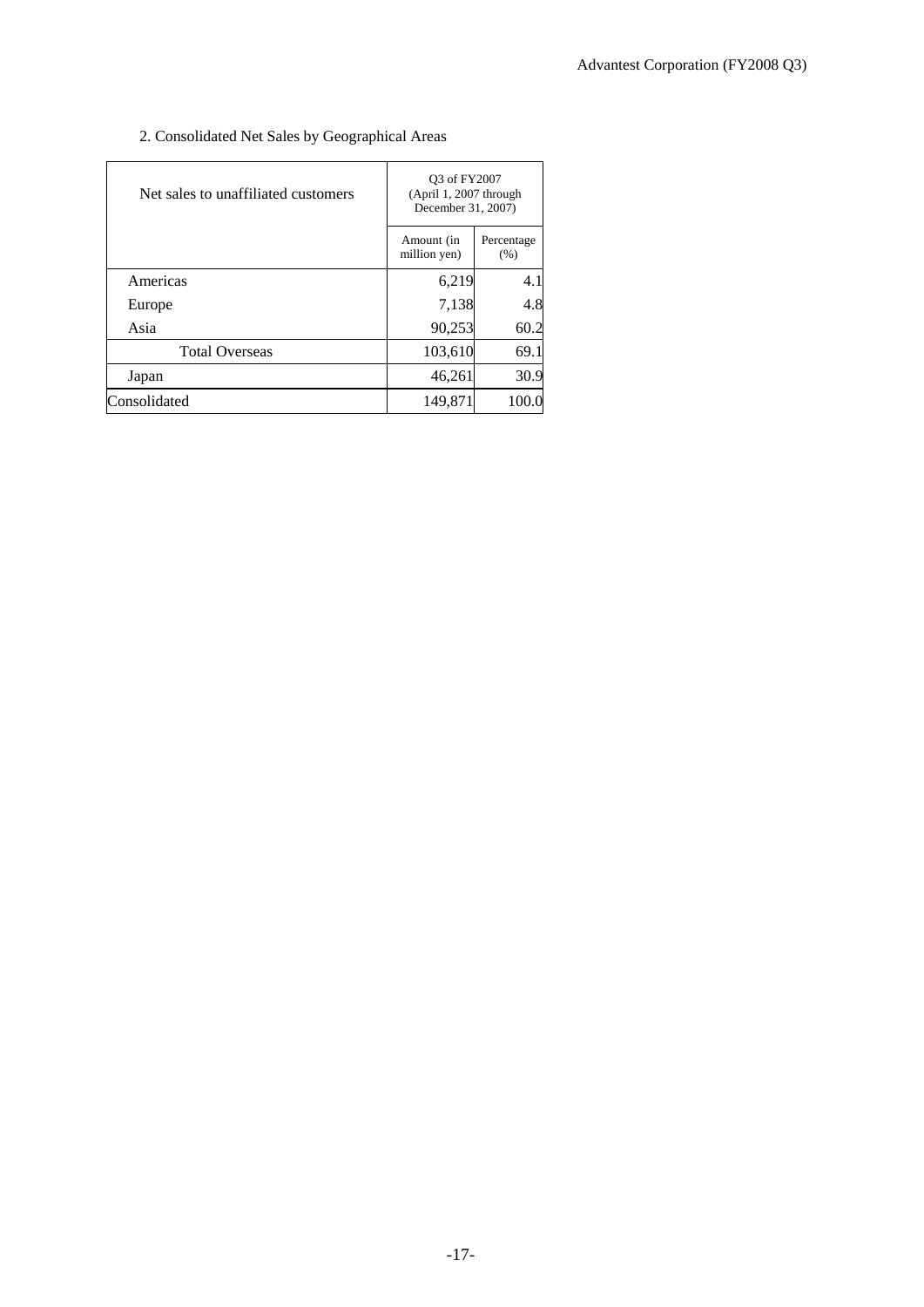## 2. Consolidated Net Sales by Geographical Areas

| Net sales to unaffiliated customers | Q3 of FY2007 (April 1, 2007 through December 31, 2007) | |
|---|---|---|
| | Amount (in million yen) | Percentage (%) |
| Americas | 6,219 | 4.1 |
| Europe | 7,138 | 4.8 |
| Asia | 90,253 | 60.2 |
| Total Overseas | 103,610 | 69.1 |
| Japan | 46,261 | 30.9 |
| Consolidated | 149,871 | 100.0 |